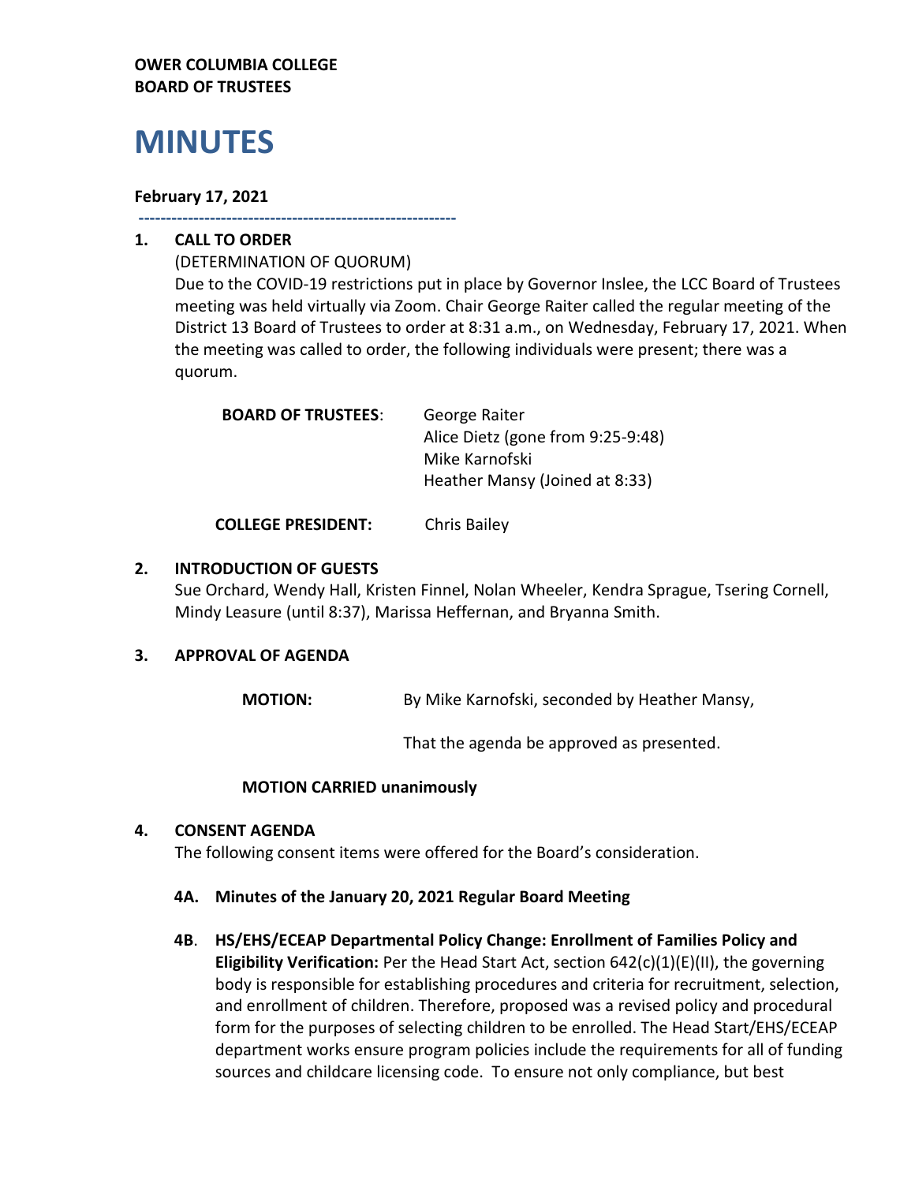**OWER COLUMBIA COLLEGE**
**BOARD OF TRUSTEES**

# MINUTES

**February 17, 2021**

---

## 1. CALL TO ORDER

(DETERMINATION OF QUORUM)

Due to the COVID-19 restrictions put in place by Governor Inslee, the LCC Board of Trustees meeting was held virtually via Zoom. Chair George Raiter called the regular meeting of the District 13 Board of Trustees to order at 8:31 a.m., on Wednesday, February 17, 2021. When the meeting was called to order, the following individuals were present; there was a quorum.

**BOARD OF TRUSTEES**:
- George Raiter
- Alice Dietz (gone from 9:25-9:48)
- Mike Karnofski
- Heather Mansy (Joined at 8:33)

**COLLEGE PRESIDENT:** Chris Bailey

## 2. INTRODUCTION OF GUESTS

Sue Orchard, Wendy Hall, Kristen Finnel, Nolan Wheeler, Kendra Sprague, Tsering Cornell, Mindy Leasure (until 8:37), Marissa Heffernan, and Bryanna Smith.

## 3. APPROVAL OF AGENDA

**MOTION:** By Mike Karnofski, seconded by Heather Mansy,

That the agenda be approved as presented.

**MOTION CARRIED unanimously**

## 4. CONSENT AGENDA

The following consent items were offered for the Board's consideration.

### 4A. Minutes of the January 20, 2021 Regular Board Meeting

### 4B. HS/EHS/ECEAP Departmental Policy Change: Enrollment of Families Policy and Eligibility Verification:

Per the Head Start Act, section 642(c)(1)(E)(II), the governing body is responsible for establishing procedures and criteria for recruitment, selection, and enrollment of children. Therefore, proposed was a revised policy and procedural form for the purposes of selecting children to be enrolled. The Head Start/EHS/ECEAP department works ensure program policies include the requirements for all of funding sources and childcare licensing code. To ensure not only compliance, but best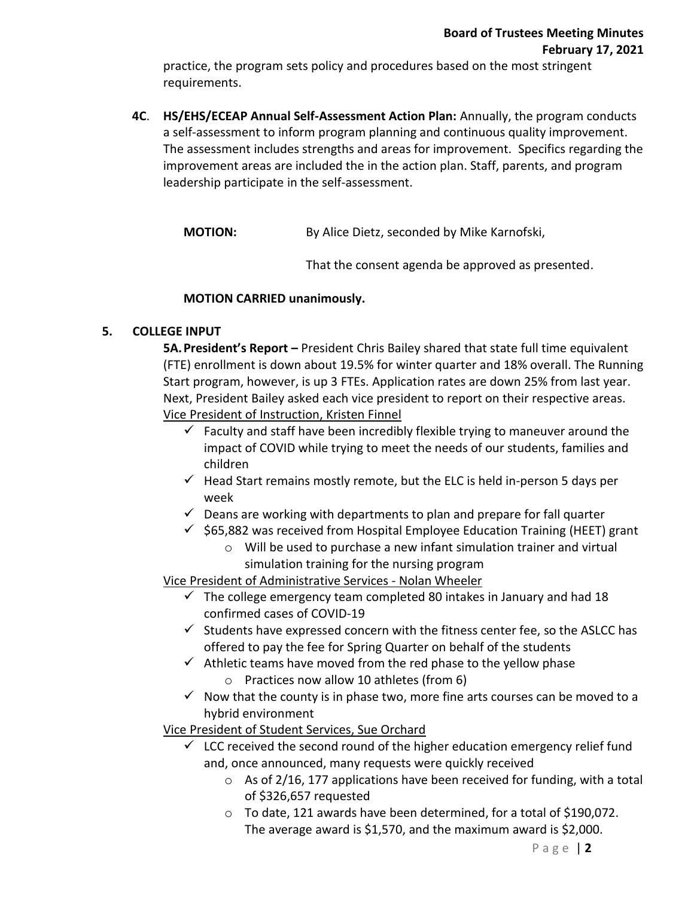practice, the program sets policy and procedures based on the most stringent requirements.

**4C**. **HS/EHS/ECEAP Annual Self-Assessment Action Plan:** Annually, the program conducts a self-assessment to inform program planning and continuous quality improvement. The assessment includes strengths and areas for improvement. Specifics regarding the improvement areas are included the in the action plan. Staff, parents, and program leadership participate in the self-assessment.

**MOTION:** By Alice Dietz, seconded by Mike Karnofski,

That the consent agenda be approved as presented.

**MOTION CARRIED unanimously.**

## 5. COLLEGE INPUT

**5A. President's Report –** President Chris Bailey shared that state full time equivalent (FTE) enrollment is down about 19.5% for winter quarter and 18% overall. The Running Start program, however, is up 3 FTEs. Application rates are down 25% from last year. Next, President Bailey asked each vice president to report on their respective areas.

Vice President of Instruction, Kristen Finnel

- ✓ Faculty and staff have been incredibly flexible trying to maneuver around the impact of COVID while trying to meet the needs of our students, families and children
- ✓ Head Start remains mostly remote, but the ELC is held in-person 5 days per week
- ✓ Deans are working with departments to plan and prepare for fall quarter
- ✓ $65,882 was received from Hospital Employee Education Training (HEET) grant
  - Will be used to purchase a new infant simulation trainer and virtual simulation training for the nursing program

Vice President of Administrative Services - Nolan Wheeler

- ✓ The college emergency team completed 80 intakes in January and had 18 confirmed cases of COVID-19
- ✓ Students have expressed concern with the fitness center fee, so the ASLCC has offered to pay the fee for Spring Quarter on behalf of the students
- ✓ Athletic teams have moved from the red phase to the yellow phase
  - Practices now allow 10 athletes (from 6)
- ✓ Now that the county is in phase two, more fine arts courses can be moved to a hybrid environment

Vice President of Student Services, Sue Orchard

- ✓ LCC received the second round of the higher education emergency relief fund and, once announced, many requests were quickly received
  - As of 2/16, 177 applications have been received for funding, with a total of $326,657 requested
  - To date, 121 awards have been determined, for a total of $190,072. The average award is $1,570, and the maximum award is $2,000.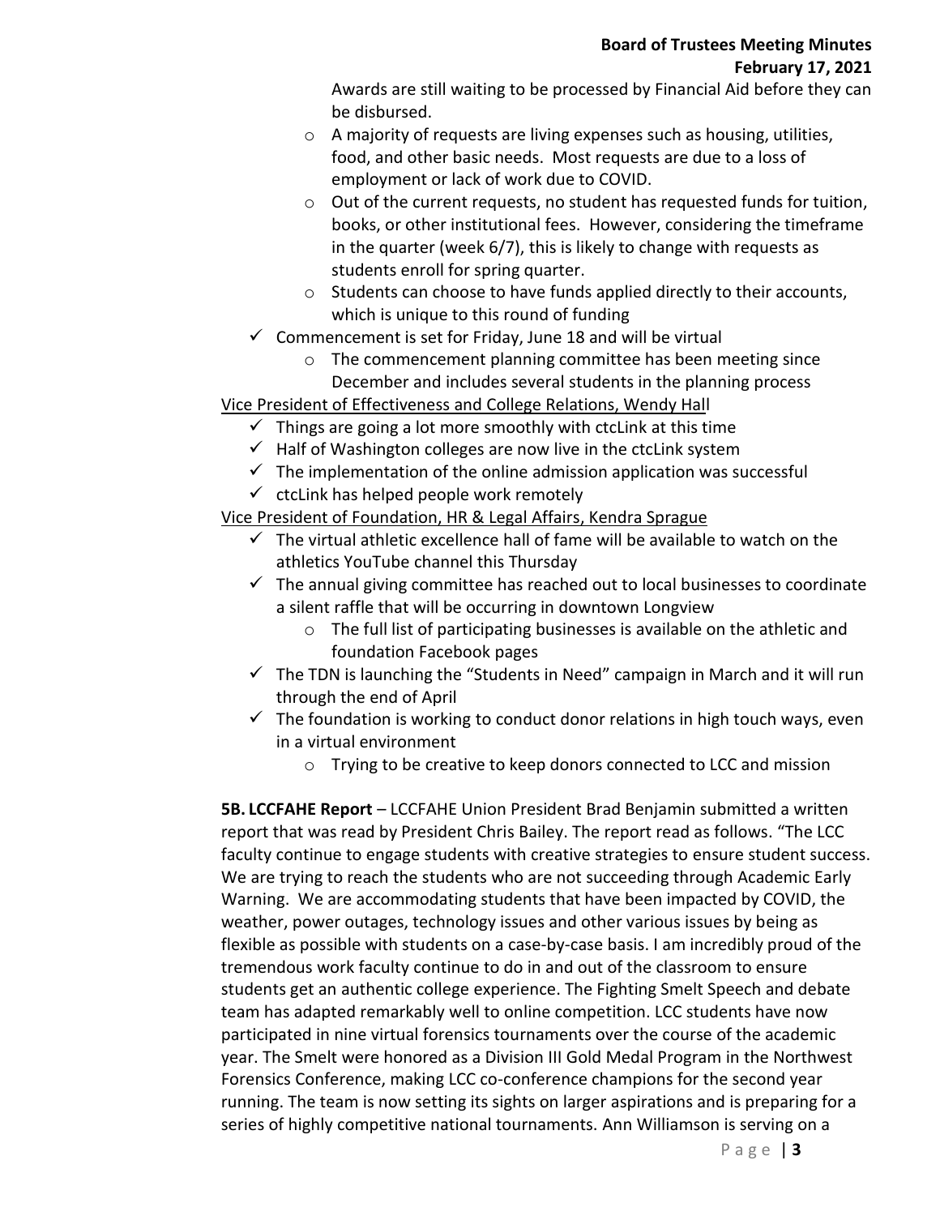Awards are still waiting to be processed by Financial Aid before they can be disbursed.
    - A majority of requests are living expenses such as housing, utilities, food, and other basic needs. Most requests are due to a loss of employment or lack of work due to COVID.
    - Out of the current requests, no student has requested funds for tuition, books, or other institutional fees. However, considering the timeframe in the quarter (week 6/7), this is likely to change with requests as students enroll for spring quarter.
    - Students can choose to have funds applied directly to their accounts, which is unique to this round of funding
- ✓ Commencement is set for Friday, June 18 and will be virtual
    - The commencement planning committee has been meeting since December and includes several students in the planning process

<u>Vice President of Effectiveness and College Relations, Wendy Hall</u>

- ✓ Things are going a lot more smoothly with ctcLink at this time
- ✓ Half of Washington colleges are now live in the ctcLink system
- ✓ The implementation of the online admission application was successful
- ✓ ctcLink has helped people work remotely

<u>Vice President of Foundation, HR & Legal Affairs, Kendra Sprague</u>

- ✓ The virtual athletic excellence hall of fame will be available to watch on the athletics YouTube channel this Thursday
- ✓ The annual giving committee has reached out to local businesses to coordinate a silent raffle that will be occurring in downtown Longview
    - The full list of participating businesses is available on the athletic and foundation Facebook pages
- ✓ The TDN is launching the "Students in Need" campaign in March and it will run through the end of April
- ✓ The foundation is working to conduct donor relations in high touch ways, even in a virtual environment
    - Trying to be creative to keep donors connected to LCC and mission

**5B. LCCFAHE Report** – LCCFAHE Union President Brad Benjamin submitted a written report that was read by President Chris Bailey. The report read as follows. "The LCC faculty continue to engage students with creative strategies to ensure student success. We are trying to reach the students who are not succeeding through Academic Early Warning. We are accommodating students that have been impacted by COVID, the weather, power outages, technology issues and other various issues by being as flexible as possible with students on a case-by-case basis. I am incredibly proud of the tremendous work faculty continue to do in and out of the classroom to ensure students get an authentic college experience. The Fighting Smelt Speech and debate team has adapted remarkably well to online competition. LCC students have now participated in nine virtual forensics tournaments over the course of the academic year. The Smelt were honored as a Division III Gold Medal Program in the Northwest Forensics Conference, making LCC co-conference champions for the second year running. The team is now setting its sights on larger aspirations and is preparing for a series of highly competitive national tournaments. Ann Williamson is serving on a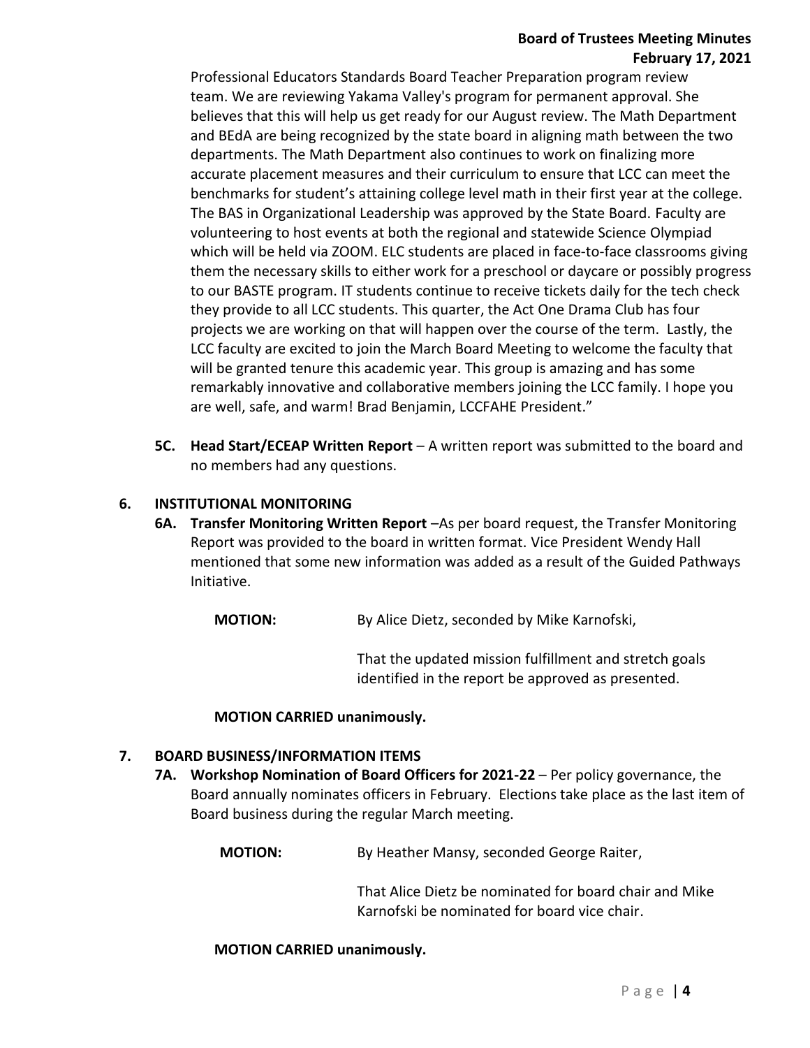Professional Educators Standards Board Teacher Preparation program review team. We are reviewing Yakama Valley's program for permanent approval. She believes that this will help us get ready for our August review. The Math Department and BEdA are being recognized by the state board in aligning math between the two departments. The Math Department also continues to work on finalizing more accurate placement measures and their curriculum to ensure that LCC can meet the benchmarks for student's attaining college level math in their first year at the college. The BAS in Organizational Leadership was approved by the State Board. Faculty are volunteering to host events at both the regional and statewide Science Olympiad which will be held via ZOOM. ELC students are placed in face-to-face classrooms giving them the necessary skills to either work for a preschool or daycare or possibly progress to our BASTE program. IT students continue to receive tickets daily for the tech check they provide to all LCC students. This quarter, the Act One Drama Club has four projects we are working on that will happen over the course of the term. Lastly, the LCC faculty are excited to join the March Board Meeting to welcome the faculty that will be granted tenure this academic year. This group is amazing and has some remarkably innovative and collaborative members joining the LCC family. I hope you are well, safe, and warm! Brad Benjamin, LCCFAHE President."

**5C. Head Start/ECEAP Written Report** – A written report was submitted to the board and no members had any questions.

## 6. INSTITUTIONAL MONITORING

**6A. Transfer Monitoring Written Report** –As per board request, the Transfer Monitoring Report was provided to the board in written format. Vice President Wendy Hall mentioned that some new information was added as a result of the Guided Pathways Initiative.

**MOTION:** By Alice Dietz, seconded by Mike Karnofski,

That the updated mission fulfillment and stretch goals identified in the report be approved as presented.

**MOTION CARRIED unanimously.**

## 7. BOARD BUSINESS/INFORMATION ITEMS

**7A. Workshop Nomination of Board Officers for 2021-22** – Per policy governance, the Board annually nominates officers in February. Elections take place as the last item of Board business during the regular March meeting.

**MOTION:** By Heather Mansy, seconded George Raiter,

That Alice Dietz be nominated for board chair and Mike Karnofski be nominated for board vice chair.

**MOTION CARRIED unanimously.**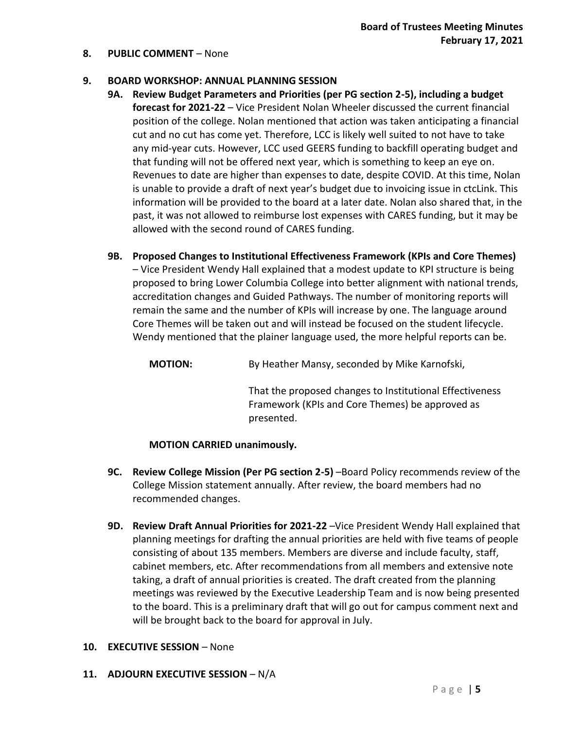**8. PUBLIC COMMENT** – None

**9. BOARD WORKSHOP: ANNUAL PLANNING SESSION**

**9A. Review Budget Parameters and Priorities (per PG section 2-5), including a budget forecast for 2021-22** – Vice President Nolan Wheeler discussed the current financial position of the college. Nolan mentioned that action was taken anticipating a financial cut and no cut has come yet. Therefore, LCC is likely well suited to not have to take any mid-year cuts. However, LCC used GEERS funding to backfill operating budget and that funding will not be offered next year, which is something to keep an eye on. Revenues to date are higher than expenses to date, despite COVID. At this time, Nolan is unable to provide a draft of next year's budget due to invoicing issue in ctcLink. This information will be provided to the board at a later date. Nolan also shared that, in the past, it was not allowed to reimburse lost expenses with CARES funding, but it may be allowed with the second round of CARES funding.

**9B. Proposed Changes to Institutional Effectiveness Framework (KPIs and Core Themes)** – Vice President Wendy Hall explained that a modest update to KPI structure is being proposed to bring Lower Columbia College into better alignment with national trends, accreditation changes and Guided Pathways. The number of monitoring reports will remain the same and the number of KPIs will increase by one. The language around Core Themes will be taken out and will instead be focused on the student lifecycle. Wendy mentioned that the plainer language used, the more helpful reports can be.

**MOTION:** By Heather Mansy, seconded by Mike Karnofski,

That the proposed changes to Institutional Effectiveness Framework (KPIs and Core Themes) be approved as presented.

**MOTION CARRIED unanimously.**

**9C. Review College Mission (Per PG section 2-5)** –Board Policy recommends review of the College Mission statement annually. After review, the board members had no recommended changes.

**9D. Review Draft Annual Priorities for 2021-22** –Vice President Wendy Hall explained that planning meetings for drafting the annual priorities are held with five teams of people consisting of about 135 members. Members are diverse and include faculty, staff, cabinet members, etc. After recommendations from all members and extensive note taking, a draft of annual priorities is created. The draft created from the planning meetings was reviewed by the Executive Leadership Team and is now being presented to the board. This is a preliminary draft that will go out for campus comment next and will be brought back to the board for approval in July.

**10. EXECUTIVE SESSION** – None

**11. ADJOURN EXECUTIVE SESSION** – N/A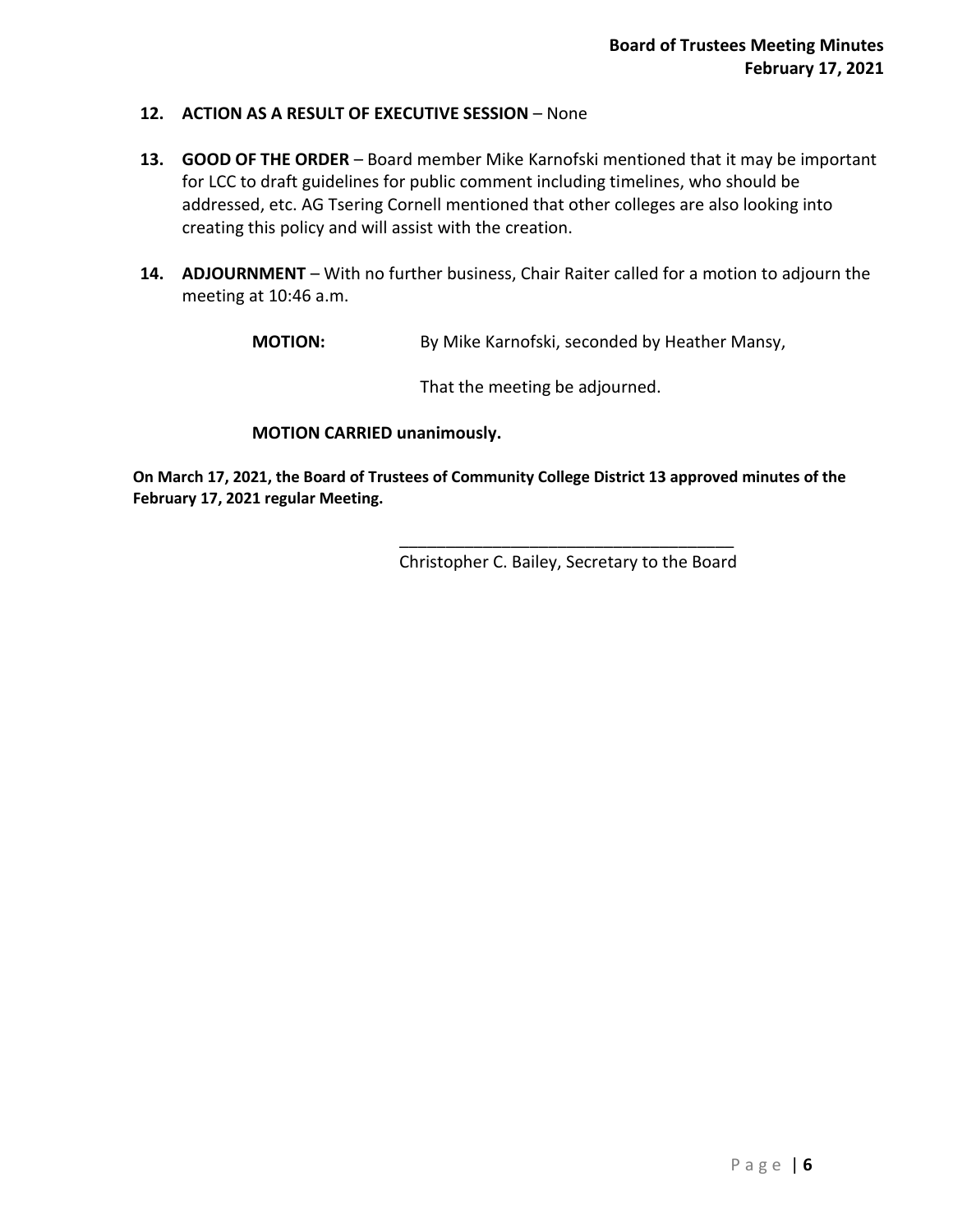12. **ACTION AS A RESULT OF EXECUTIVE SESSION** – None

13. **GOOD OF THE ORDER** – Board member Mike Karnofski mentioned that it may be important for LCC to draft guidelines for public comment including timelines, who should be addressed, etc. AG Tsering Cornell mentioned that other colleges are also looking into creating this policy and will assist with the creation.

14. **ADJOURNMENT** – With no further business, Chair Raiter called for a motion to adjourn the meeting at 10:46 a.m.

**MOTION:** By Mike Karnofski, seconded by Heather Mansy,

That the meeting be adjourned.

**MOTION CARRIED unanimously.**

**On March 17, 2021, the Board of Trustees of Community College District 13 approved minutes of the February 17, 2021 regular Meeting.**

_____________________________________

Christopher C. Bailey, Secretary to the Board